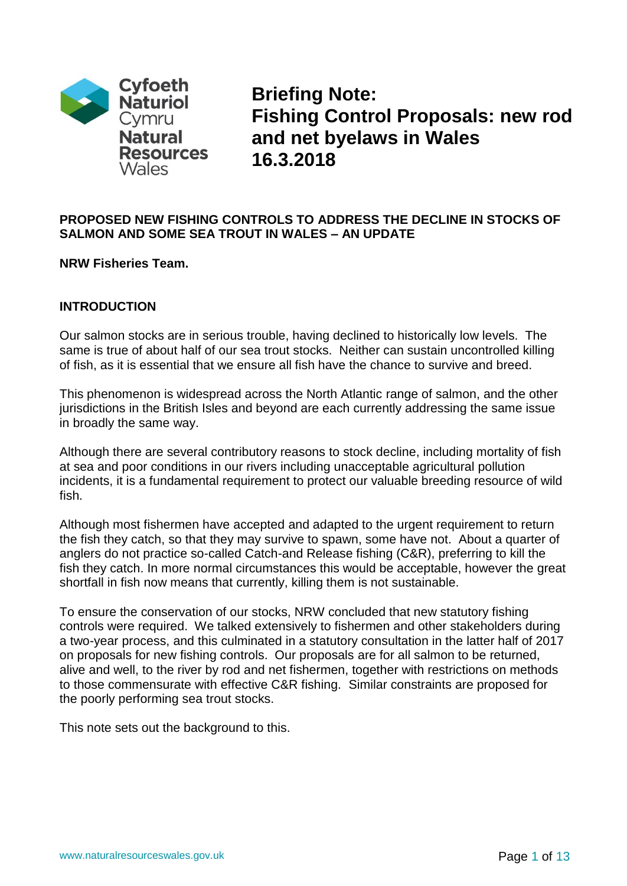Cyfoeth Naturiol Cymru
Natural Resources Wales

# Briefing Note: Fishing Control Proposals: new rod and net byelaws in Wales 16.3.2018

**PROPOSED NEW FISHING CONTROLS TO ADDRESS THE DECLINE IN STOCKS OF SALMON AND SOME SEA TROUT IN WALES – AN UPDATE**

**NRW Fisheries Team.**

## INTRODUCTION

Our salmon stocks are in serious trouble, having declined to historically low levels. The same is true of about half of our sea trout stocks. Neither can sustain uncontrolled killing of fish, as it is essential that we ensure all fish have the chance to survive and breed.

This phenomenon is widespread across the North Atlantic range of salmon, and the other jurisdictions in the British Isles and beyond are each currently addressing the same issue in broadly the same way.

Although there are several contributory reasons to stock decline, including mortality of fish at sea and poor conditions in our rivers including unacceptable agricultural pollution incidents, it is a fundamental requirement to protect our valuable breeding resource of wild fish.

Although most fishermen have accepted and adapted to the urgent requirement to return the fish they catch, so that they may survive to spawn, some have not. About a quarter of anglers do not practice so-called Catch-and Release fishing (C&R), preferring to kill the fish they catch. In more normal circumstances this would be acceptable, however the great shortfall in fish now means that currently, killing them is not sustainable.

To ensure the conservation of our stocks, NRW concluded that new statutory fishing controls were required. We talked extensively to fishermen and other stakeholders during a two-year process, and this culminated in a statutory consultation in the latter half of 2017 on proposals for new fishing controls. Our proposals are for all salmon to be returned, alive and well, to the river by rod and net fishermen, together with restrictions on methods to those commensurate with effective C&R fishing. Similar constraints are proposed for the poorly performing sea trout stocks.

This note sets out the background to this.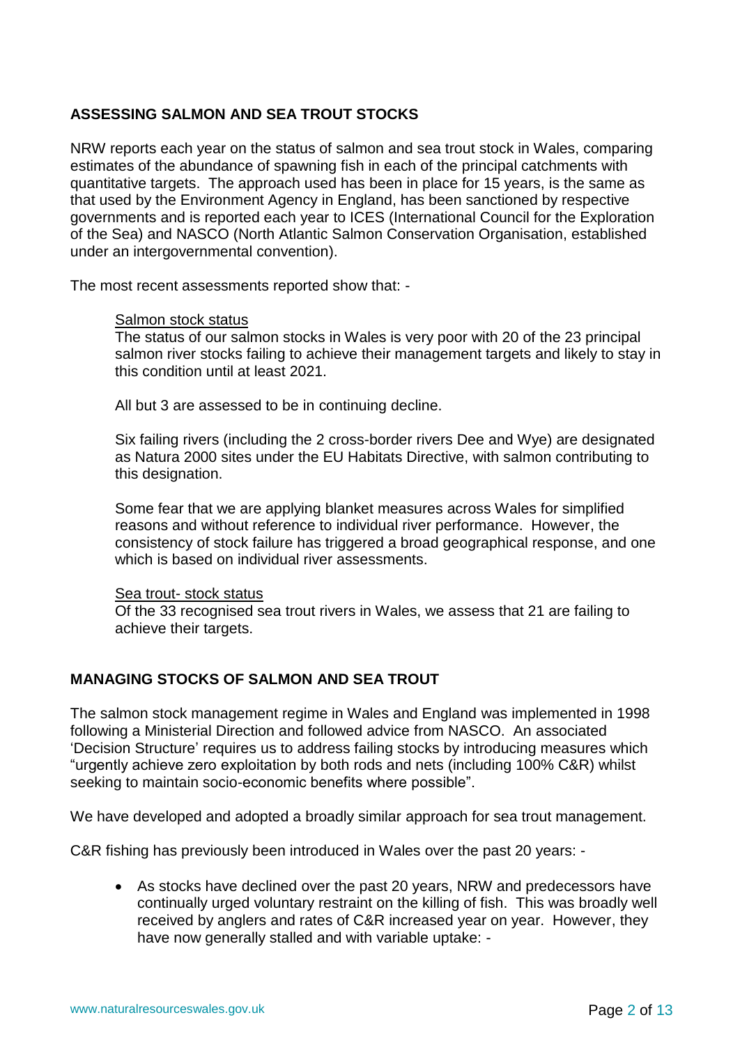## ASSESSING SALMON AND SEA TROUT STOCKS

NRW reports each year on the status of salmon and sea trout stock in Wales, comparing estimates of the abundance of spawning fish in each of the principal catchments with quantitative targets. The approach used has been in place for 15 years, is the same as that used by the Environment Agency in England, has been sanctioned by respective governments and is reported each year to ICES (International Council for the Exploration of the Sea) and NASCO (North Atlantic Salmon Conservation Organisation, established under an intergovernmental convention).

The most recent assessments reported show that: -

<u>Salmon stock status</u>
The status of our salmon stocks in Wales is very poor with 20 of the 23 principal salmon river stocks failing to achieve their management targets and likely to stay in this condition until at least 2021.

All but 3 are assessed to be in continuing decline.

Six failing rivers (including the 2 cross-border rivers Dee and Wye) are designated as Natura 2000 sites under the EU Habitats Directive, with salmon contributing to this designation.

Some fear that we are applying blanket measures across Wales for simplified reasons and without reference to individual river performance. However, the consistency of stock failure has triggered a broad geographical response, and one which is based on individual river assessments.

<u>Sea trout- stock status</u>
Of the 33 recognised sea trout rivers in Wales, we assess that 21 are failing to achieve their targets.

## MANAGING STOCKS OF SALMON AND SEA TROUT

The salmon stock management regime in Wales and England was implemented in 1998 following a Ministerial Direction and followed advice from NASCO. An associated 'Decision Structure' requires us to address failing stocks by introducing measures which "urgently achieve zero exploitation by both rods and nets (including 100% C&R) whilst seeking to maintain socio-economic benefits where possible".

We have developed and adopted a broadly similar approach for sea trout management.

C&R fishing has previously been introduced in Wales over the past 20 years: -

- As stocks have declined over the past 20 years, NRW and predecessors have continually urged voluntary restraint on the killing of fish. This was broadly well received by anglers and rates of C&R increased year on year. However, they have now generally stalled and with variable uptake: -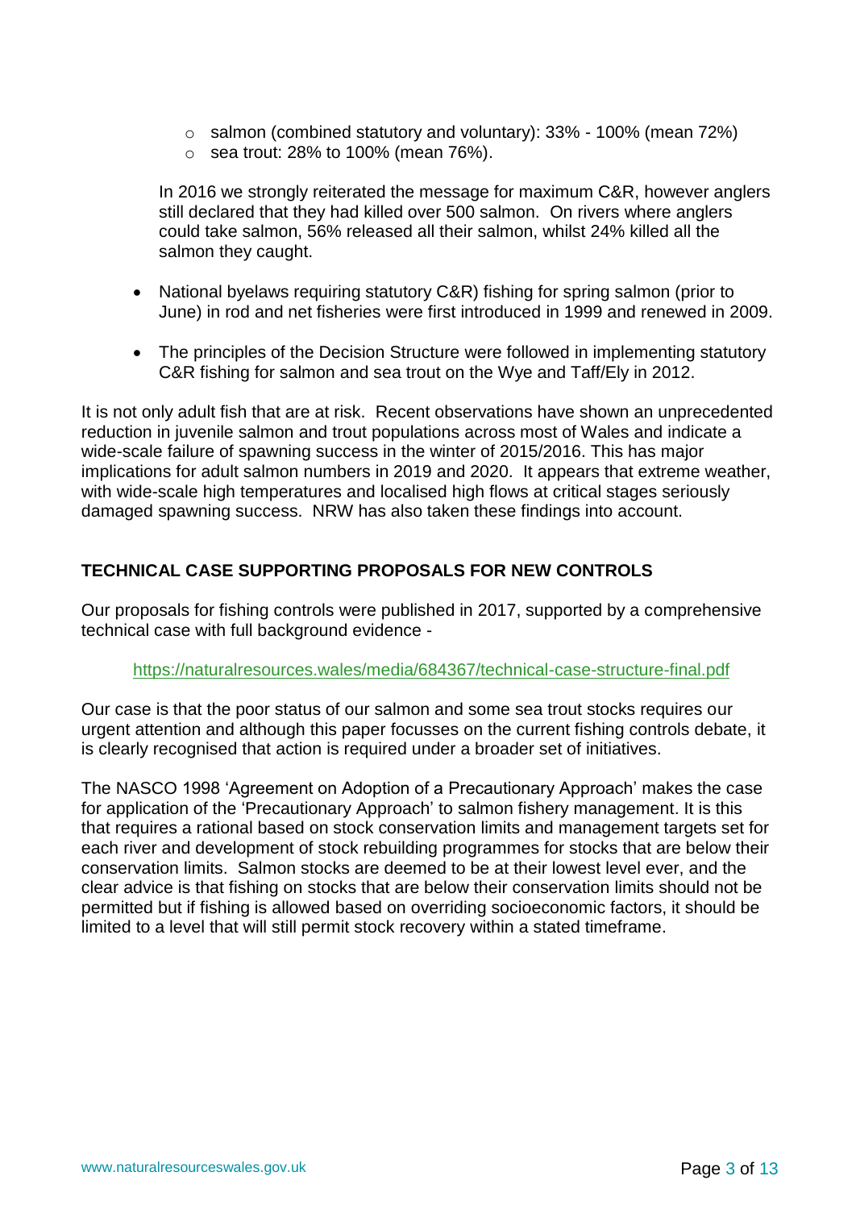- salmon (combined statutory and voluntary): 33% - 100% (mean 72%)
  - sea trout: 28% to 100% (mean 76%).

  In 2016 we strongly reiterated the message for maximum C&R, however anglers still declared that they had killed over 500 salmon. On rivers where anglers could take salmon, 56% released all their salmon, whilst 24% killed all the salmon they caught.

- National byelaws requiring statutory C&R) fishing for spring salmon (prior to June) in rod and net fisheries were first introduced in 1999 and renewed in 2009.
- The principles of the Decision Structure were followed in implementing statutory C&R fishing for salmon and sea trout on the Wye and Taff/Ely in 2012.

It is not only adult fish that are at risk. Recent observations have shown an unprecedented reduction in juvenile salmon and trout populations across most of Wales and indicate a wide-scale failure of spawning success in the winter of 2015/2016. This has major implications for adult salmon numbers in 2019 and 2020. It appears that extreme weather, with wide-scale high temperatures and localised high flows at critical stages seriously damaged spawning success. NRW has also taken these findings into account.

## TECHNICAL CASE SUPPORTING PROPOSALS FOR NEW CONTROLS

Our proposals for fishing controls were published in 2017, supported by a comprehensive technical case with full background evidence -

https://naturalresources.wales/media/684367/technical-case-structure-final.pdf

Our case is that the poor status of our salmon and some sea trout stocks requires our urgent attention and although this paper focusses on the current fishing controls debate, it is clearly recognised that action is required under a broader set of initiatives.

The NASCO 1998 'Agreement on Adoption of a Precautionary Approach' makes the case for application of the 'Precautionary Approach' to salmon fishery management. It is this that requires a rational based on stock conservation limits and management targets set for each river and development of stock rebuilding programmes for stocks that are below their conservation limits. Salmon stocks are deemed to be at their lowest level ever, and the clear advice is that fishing on stocks that are below their conservation limits should not be permitted but if fishing is allowed based on overriding socioeconomic factors, it should be limited to a level that will still permit stock recovery within a stated timeframe.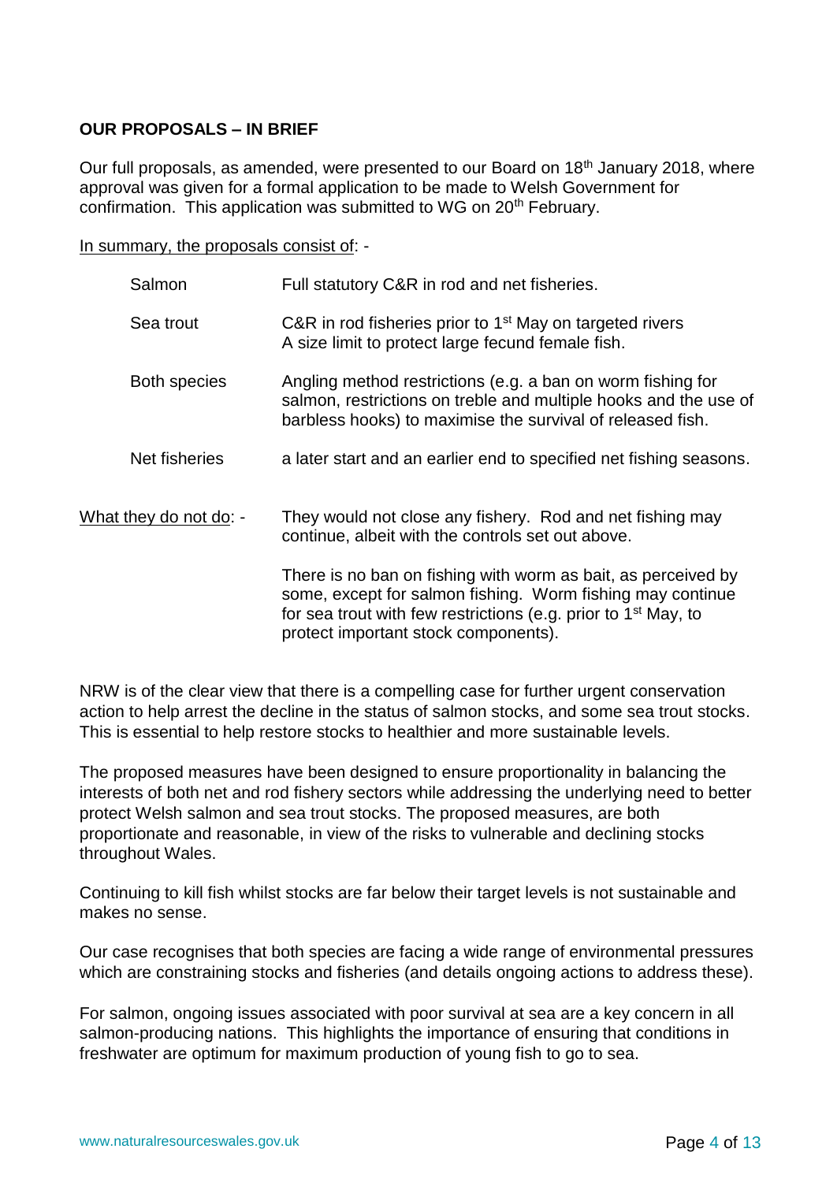**OUR PROPOSALS – IN BRIEF**

Our full proposals, as amended, were presented to our Board on 18th January 2018, where approval was given for a formal application to be made to Welsh Government for confirmation. This application was submitted to WG on 20th February.

In summary, the proposals consist of: -

| | |
|---|---|
| Salmon | Full statutory C&R in rod and net fisheries. |
| Sea trout | C&R in rod fisheries prior to 1st May on targeted rivers<br>A size limit to protect large fecund female fish. |
| Both species | Angling method restrictions (e.g. a ban on worm fishing for salmon, restrictions on treble and multiple hooks and the use of barbless hooks) to maximise the survival of released fish. |
| Net fisheries | a later start and an earlier end to specified net fishing seasons. |

What they do not do: - They would not close any fishery. Rod and net fishing may continue, albeit with the controls set out above.

There is no ban on fishing with worm as bait, as perceived by some, except for salmon fishing. Worm fishing may continue for sea trout with few restrictions (e.g. prior to 1st May, to protect important stock components).

NRW is of the clear view that there is a compelling case for further urgent conservation action to help arrest the decline in the status of salmon stocks, and some sea trout stocks. This is essential to help restore stocks to healthier and more sustainable levels.

The proposed measures have been designed to ensure proportionality in balancing the interests of both net and rod fishery sectors while addressing the underlying need to better protect Welsh salmon and sea trout stocks. The proposed measures, are both proportionate and reasonable, in view of the risks to vulnerable and declining stocks throughout Wales.

Continuing to kill fish whilst stocks are far below their target levels is not sustainable and makes no sense.

Our case recognises that both species are facing a wide range of environmental pressures which are constraining stocks and fisheries (and details ongoing actions to address these).

For salmon, ongoing issues associated with poor survival at sea are a key concern in all salmon-producing nations. This highlights the importance of ensuring that conditions in freshwater are optimum for maximum production of young fish to go to sea.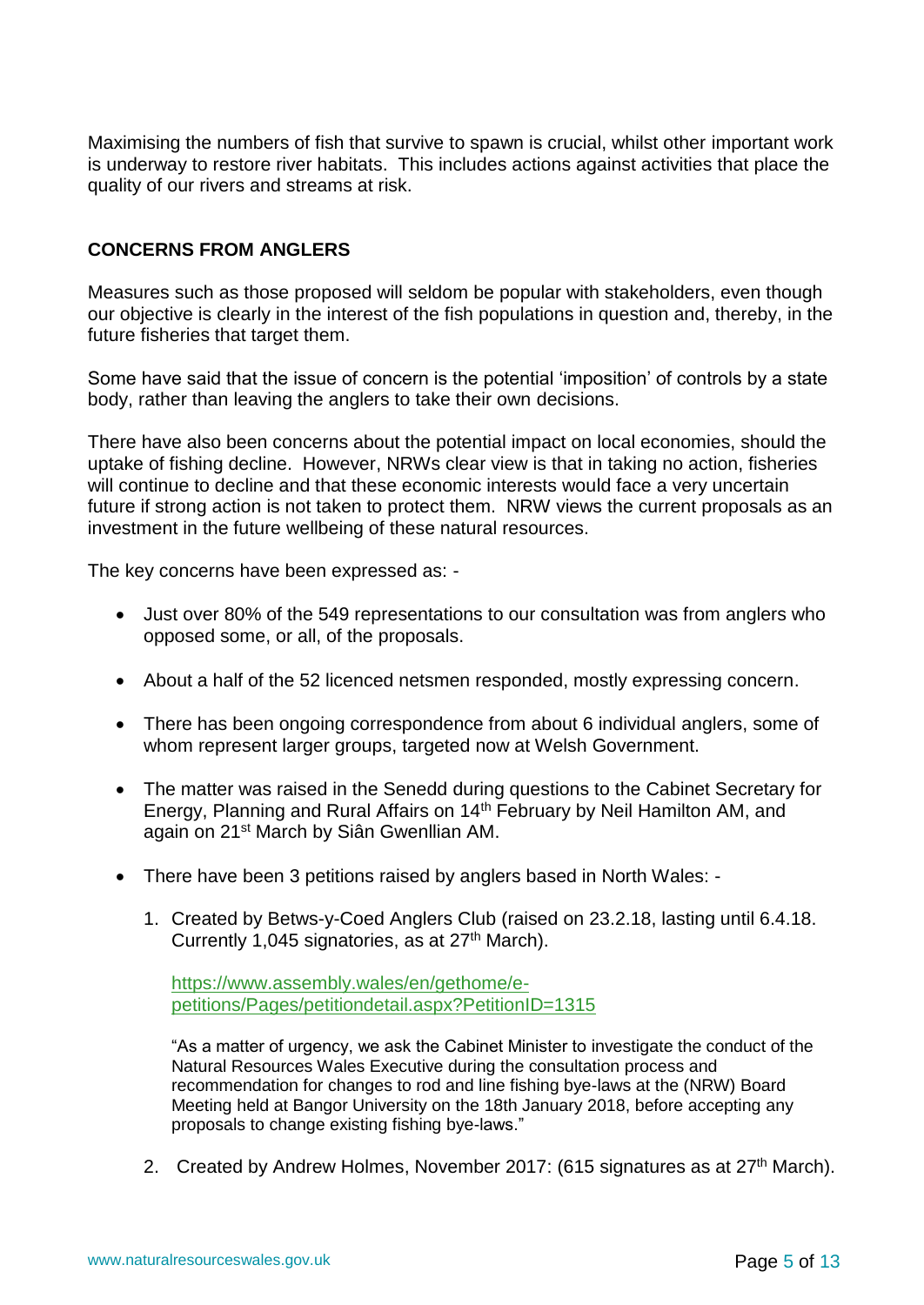Maximising the numbers of fish that survive to spawn is crucial, whilst other important work is underway to restore river habitats. This includes actions against activities that place the quality of our rivers and streams at risk.

**CONCERNS FROM ANGLERS**

Measures such as those proposed will seldom be popular with stakeholders, even though our objective is clearly in the interest of the fish populations in question and, thereby, in the future fisheries that target them.

Some have said that the issue of concern is the potential 'imposition' of controls by a state body, rather than leaving the anglers to take their own decisions.

There have also been concerns about the potential impact on local economies, should the uptake of fishing decline. However, NRWs clear view is that in taking no action, fisheries will continue to decline and that these economic interests would face a very uncertain future if strong action is not taken to protect them. NRW views the current proposals as an investment in the future wellbeing of these natural resources.

The key concerns have been expressed as: -

- Just over 80% of the 549 representations to our consultation was from anglers who opposed some, or all, of the proposals.
- About a half of the 52 licenced netsmen responded, mostly expressing concern.
- There has been ongoing correspondence from about 6 individual anglers, some of whom represent larger groups, targeted now at Welsh Government.
- The matter was raised in the Senedd during questions to the Cabinet Secretary for Energy, Planning and Rural Affairs on 14th February by Neil Hamilton AM, and again on 21st March by Siân Gwenllian AM.
- There have been 3 petitions raised by anglers based in North Wales: -

  1. Created by Betws-y-Coed Anglers Club (raised on 23.2.18, lasting until 6.4.18. Currently 1,045 signatories, as at 27th March).

     https://www.assembly.wales/en/gethome/e-petitions/Pages/petitiondetail.aspx?PetitionID=1315

     "As a matter of urgency, we ask the Cabinet Minister to investigate the conduct of the Natural Resources Wales Executive during the consultation process and recommendation for changes to rod and line fishing bye-laws at the (NRW) Board Meeting held at Bangor University on the 18th January 2018, before accepting any proposals to change existing fishing bye-laws."

  2. Created by Andrew Holmes, November 2017: (615 signatures as at 27th March).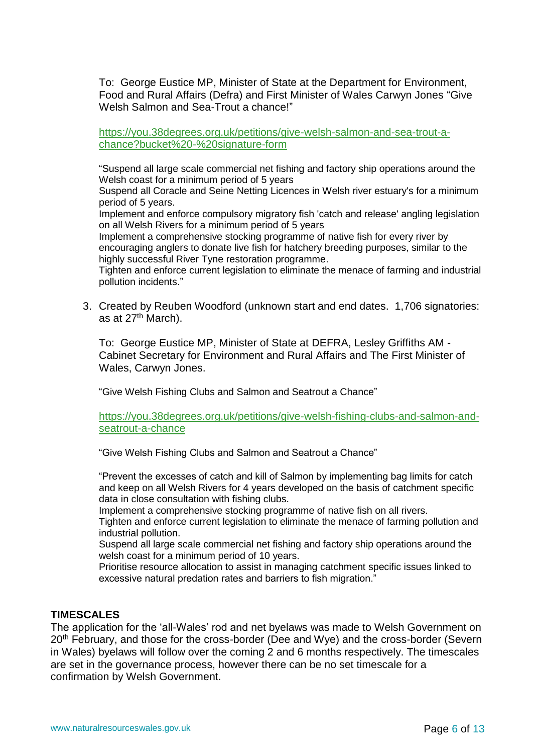To: George Eustice MP, Minister of State at the Department for Environment, Food and Rural Affairs (Defra) and First Minister of Wales Carwyn Jones "Give Welsh Salmon and Sea-Trout a chance!"

https://you.38degrees.org.uk/petitions/give-welsh-salmon-and-sea-trout-a-chance?bucket%20-%20signature-form

"Suspend all large scale commercial net fishing and factory ship operations around the Welsh coast for a minimum period of 5 years
Suspend all Coracle and Seine Netting Licences in Welsh river estuary's for a minimum period of 5 years.
Implement and enforce compulsory migratory fish 'catch and release' angling legislation on all Welsh Rivers for a minimum period of 5 years
Implement a comprehensive stocking programme of native fish for every river by encouraging anglers to donate live fish for hatchery breeding purposes, similar to the highly successful River Tyne restoration programme.
Tighten and enforce current legislation to eliminate the menace of farming and industrial pollution incidents."

3. Created by Reuben Woodford (unknown start and end dates. 1,706 signatories: as at 27th March).

   To: George Eustice MP, Minister of State at DEFRA, Lesley Griffiths AM - Cabinet Secretary for Environment and Rural Affairs and The First Minister of Wales, Carwyn Jones.

   "Give Welsh Fishing Clubs and Salmon and Seatrout a Chance"

   https://you.38degrees.org.uk/petitions/give-welsh-fishing-clubs-and-salmon-and-seatrout-a-chance

   "Give Welsh Fishing Clubs and Salmon and Seatrout a Chance"

   "Prevent the excesses of catch and kill of Salmon by implementing bag limits for catch and keep on all Welsh Rivers for 4 years developed on the basis of catchment specific data in close consultation with fishing clubs.
   Implement a comprehensive stocking programme of native fish on all rivers.
   Tighten and enforce current legislation to eliminate the menace of farming pollution and industrial pollution.
   Suspend all large scale commercial net fishing and factory ship operations around the welsh coast for a minimum period of 10 years.
   Prioritise resource allocation to assist in managing catchment specific issues linked to excessive natural predation rates and barriers to fish migration."

**TIMESCALES**

The application for the 'all-Wales' rod and net byelaws was made to Welsh Government on 20th February, and those for the cross-border (Dee and Wye) and the cross-border (Severn in Wales) byelaws will follow over the coming 2 and 6 months respectively. The timescales are set in the governance process, however there can be no set timescale for a confirmation by Welsh Government.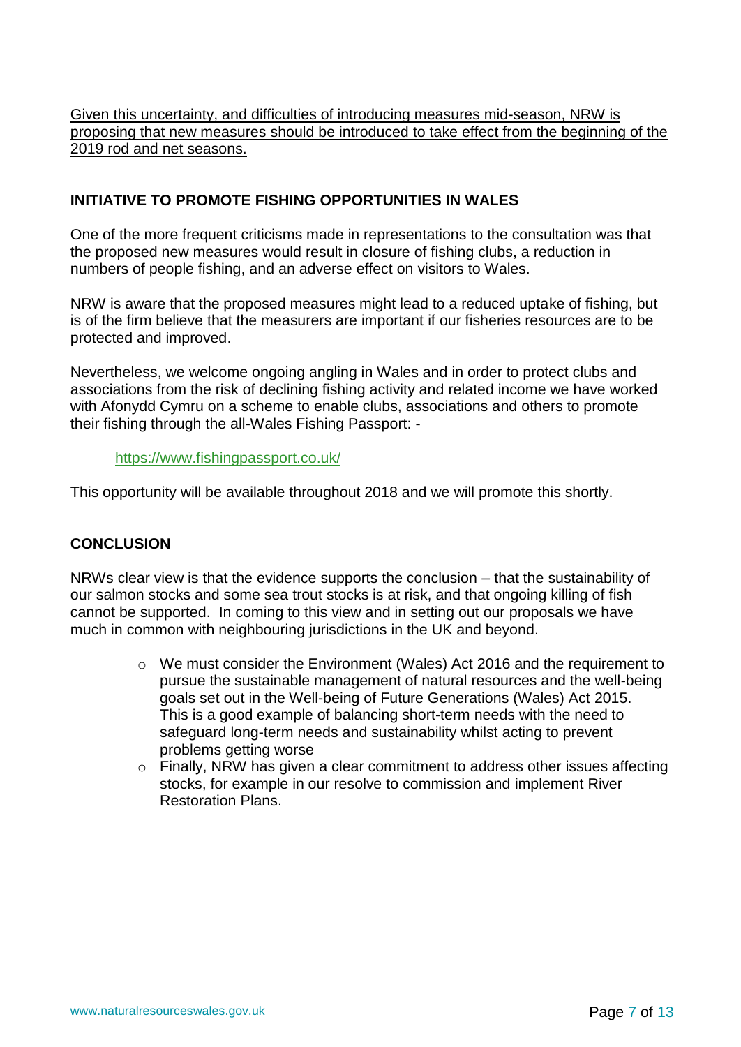<u>Given this uncertainty, and difficulties of introducing measures mid-season, NRW is proposing that new measures should be introduced to take effect from the beginning of the 2019 rod and net seasons.</u>

## INITIATIVE TO PROMOTE FISHING OPPORTUNITIES IN WALES

One of the more frequent criticisms made in representations to the consultation was that the proposed new measures would result in closure of fishing clubs, a reduction in numbers of people fishing, and an adverse effect on visitors to Wales.

NRW is aware that the proposed measures might lead to a reduced uptake of fishing, but is of the firm believe that the measurers are important if our fisheries resources are to be protected and improved.

Nevertheless, we welcome ongoing angling in Wales and in order to protect clubs and associations from the risk of declining fishing activity and related income we have worked with Afonydd Cymru on a scheme to enable clubs, associations and others to promote their fishing through the all-Wales Fishing Passport: -

https://www.fishingpassport.co.uk/

This opportunity will be available throughout 2018 and we will promote this shortly.

## CONCLUSION

NRWs clear view is that the evidence supports the conclusion – that the sustainability of our salmon stocks and some sea trout stocks is at risk, and that ongoing killing of fish cannot be supported. In coming to this view and in setting out our proposals we have much in common with neighbouring jurisdictions in the UK and beyond.

- We must consider the Environment (Wales) Act 2016 and the requirement to pursue the sustainable management of natural resources and the well-being goals set out in the Well-being of Future Generations (Wales) Act 2015. This is a good example of balancing short-term needs with the need to safeguard long-term needs and sustainability whilst acting to prevent problems getting worse
- Finally, NRW has given a clear commitment to address other issues affecting stocks, for example in our resolve to commission and implement River Restoration Plans.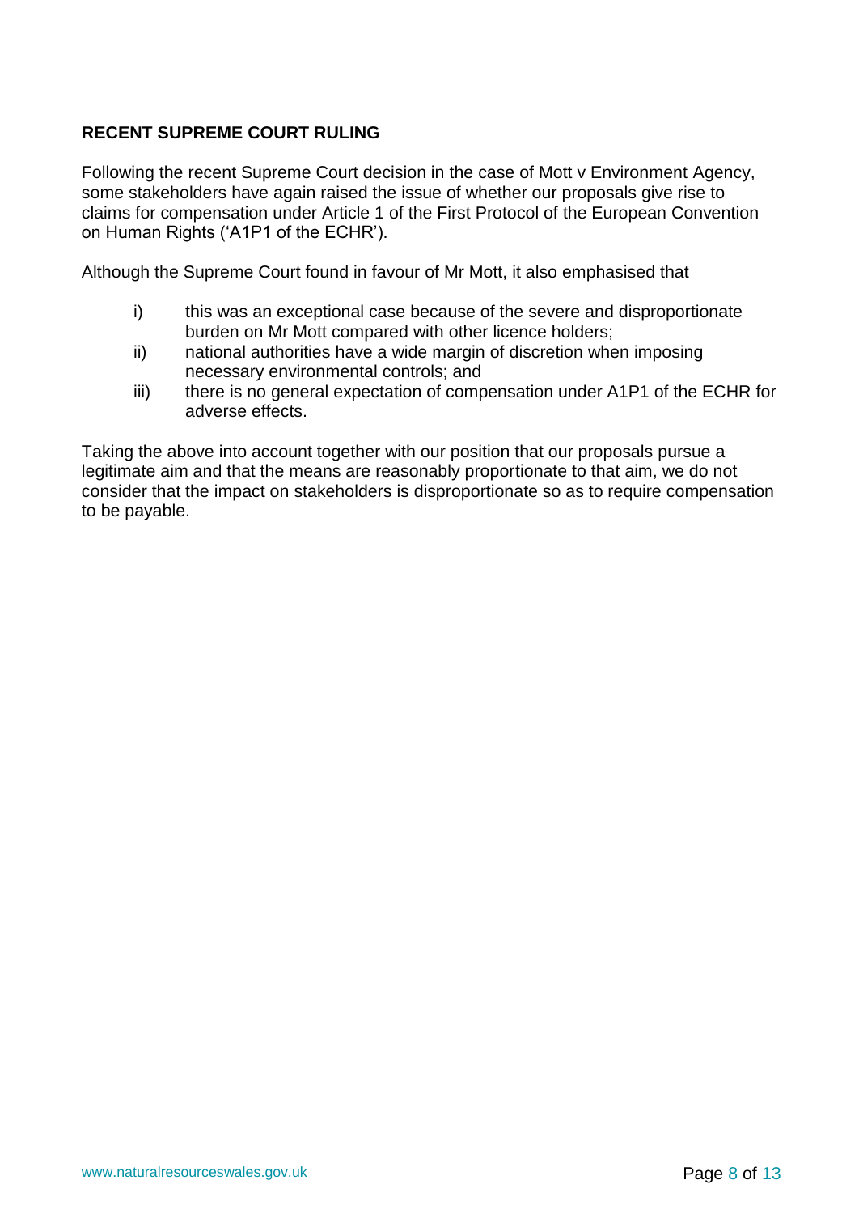**RECENT SUPREME COURT RULING**

Following the recent Supreme Court decision in the case of Mott v Environment Agency, some stakeholders have again raised the issue of whether our proposals give rise to claims for compensation under Article 1 of the First Protocol of the European Convention on Human Rights ('A1P1 of the ECHR').

Although the Supreme Court found in favour of Mr Mott, it also emphasised that

- i) this was an exceptional case because of the severe and disproportionate burden on Mr Mott compared with other licence holders;
- ii) national authorities have a wide margin of discretion when imposing necessary environmental controls; and
- iii) there is no general expectation of compensation under A1P1 of the ECHR for adverse effects.

Taking the above into account together with our position that our proposals pursue a legitimate aim and that the means are reasonably proportionate to that aim, we do not consider that the impact on stakeholders is disproportionate so as to require compensation to be payable.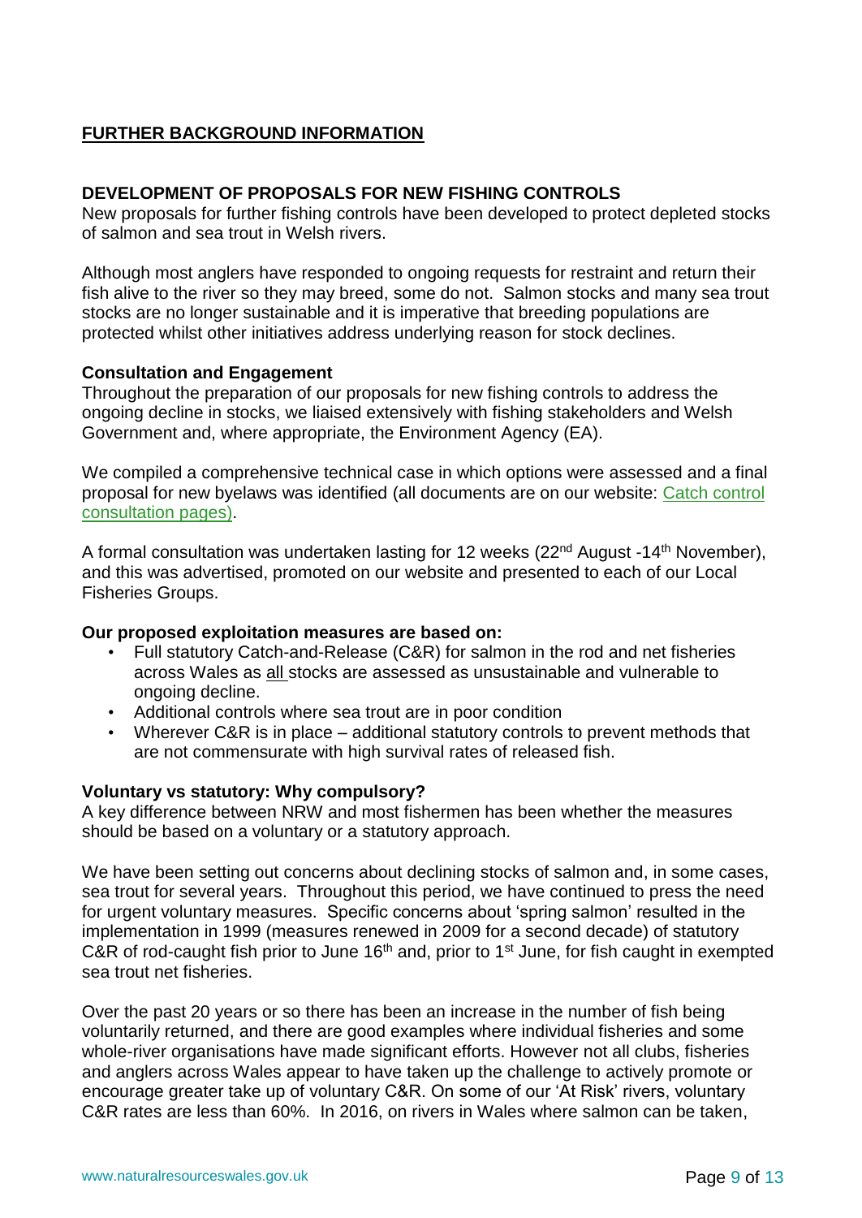## FURTHER BACKGROUND INFORMATION

### DEVELOPMENT OF PROPOSALS FOR NEW FISHING CONTROLS

New proposals for further fishing controls have been developed to protect depleted stocks of salmon and sea trout in Welsh rivers.

Although most anglers have responded to ongoing requests for restraint and return their fish alive to the river so they may breed, some do not. Salmon stocks and many sea trout stocks are no longer sustainable and it is imperative that breeding populations are protected whilst other initiatives address underlying reason for stock declines.

**Consultation and Engagement**

Throughout the preparation of our proposals for new fishing controls to address the ongoing decline in stocks, we liaised extensively with fishing stakeholders and Welsh Government and, where appropriate, the Environment Agency (EA).

We compiled a comprehensive technical case in which options were assessed and a final proposal for new byelaws was identified (all documents are on our website: Catch control consultation pages).

A formal consultation was undertaken lasting for 12 weeks (22nd August -14th November), and this was advertised, promoted on our website and presented to each of our Local Fisheries Groups.

**Our proposed exploitation measures are based on:**

- Full statutory Catch-and-Release (C&R) for salmon in the rod and net fisheries across Wales as all stocks are assessed as unsustainable and vulnerable to ongoing decline.
- Additional controls where sea trout are in poor condition
- Wherever C&R is in place – additional statutory controls to prevent methods that are not commensurate with high survival rates of released fish.

**Voluntary vs statutory: Why compulsory?**

A key difference between NRW and most fishermen has been whether the measures should be based on a voluntary or a statutory approach.

We have been setting out concerns about declining stocks of salmon and, in some cases, sea trout for several years. Throughout this period, we have continued to press the need for urgent voluntary measures. Specific concerns about 'spring salmon' resulted in the implementation in 1999 (measures renewed in 2009 for a second decade) of statutory C&R of rod-caught fish prior to June 16th and, prior to 1st June, for fish caught in exempted sea trout net fisheries.

Over the past 20 years or so there has been an increase in the number of fish being voluntarily returned, and there are good examples where individual fisheries and some whole-river organisations have made significant efforts. However not all clubs, fisheries and anglers across Wales appear to have taken up the challenge to actively promote or encourage greater take up of voluntary C&R. On some of our 'At Risk' rivers, voluntary C&R rates are less than 60%. In 2016, on rivers in Wales where salmon can be taken,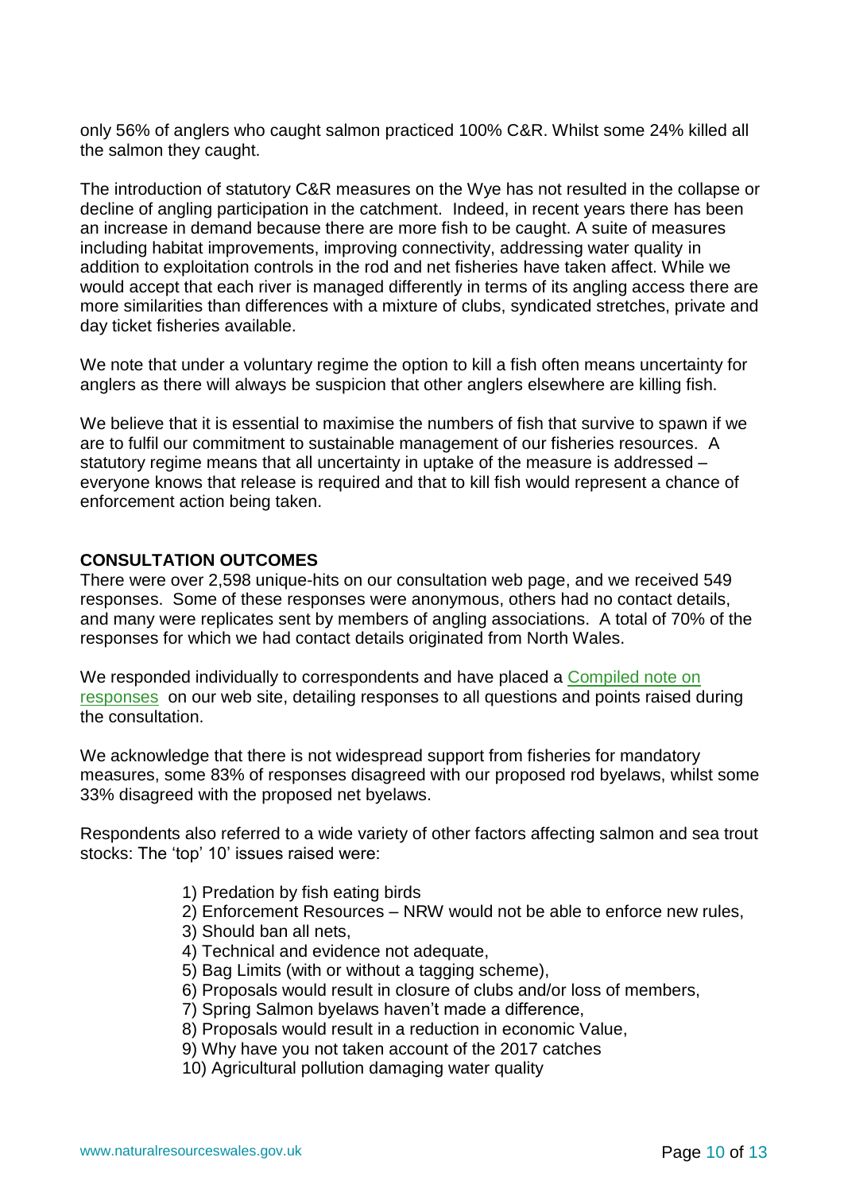only 56% of anglers who caught salmon practiced 100% C&R. Whilst some 24% killed all the salmon they caught.

The introduction of statutory C&R measures on the Wye has not resulted in the collapse or decline of angling participation in the catchment. Indeed, in recent years there has been an increase in demand because there are more fish to be caught. A suite of measures including habitat improvements, improving connectivity, addressing water quality in addition to exploitation controls in the rod and net fisheries have taken affect. While we would accept that each river is managed differently in terms of its angling access there are more similarities than differences with a mixture of clubs, syndicated stretches, private and day ticket fisheries available.

We note that under a voluntary regime the option to kill a fish often means uncertainty for anglers as there will always be suspicion that other anglers elsewhere are killing fish.

We believe that it is essential to maximise the numbers of fish that survive to spawn if we are to fulfil our commitment to sustainable management of our fisheries resources. A statutory regime means that all uncertainty in uptake of the measure is addressed – everyone knows that release is required and that to kill fish would represent a chance of enforcement action being taken.

**CONSULTATION OUTCOMES**

There were over 2,598 unique-hits on our consultation web page, and we received 549 responses. Some of these responses were anonymous, others had no contact details, and many were replicates sent by members of angling associations. A total of 70% of the responses for which we had contact details originated from North Wales.

We responded individually to correspondents and have placed a Compiled note on responses on our web site, detailing responses to all questions and points raised during the consultation.

We acknowledge that there is not widespread support from fisheries for mandatory measures, some 83% of responses disagreed with our proposed rod byelaws, whilst some 33% disagreed with the proposed net byelaws.

Respondents also referred to a wide variety of other factors affecting salmon and sea trout stocks: The 'top' 10' issues raised were:

1) Predation by fish eating birds
2) Enforcement Resources – NRW would not be able to enforce new rules,
3) Should ban all nets,
4) Technical and evidence not adequate,
5) Bag Limits (with or without a tagging scheme),
6) Proposals would result in closure of clubs and/or loss of members,
7) Spring Salmon byelaws haven't made a difference,
8) Proposals would result in a reduction in economic Value,
9) Why have you not taken account of the 2017 catches
10) Agricultural pollution damaging water quality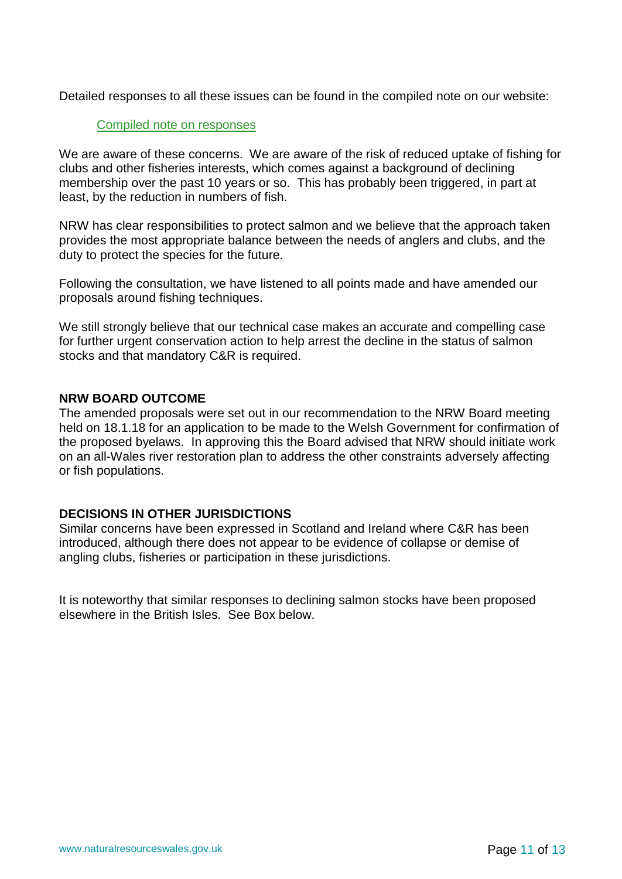Detailed responses to all these issues can be found in the compiled note on our website:

[Compiled note on responses]

We are aware of these concerns. We are aware of the risk of reduced uptake of fishing for clubs and other fisheries interests, which comes against a background of declining membership over the past 10 years or so. This has probably been triggered, in part at least, by the reduction in numbers of fish.

NRW has clear responsibilities to protect salmon and we believe that the approach taken provides the most appropriate balance between the needs of anglers and clubs, and the duty to protect the species for the future.

Following the consultation, we have listened to all points made and have amended our proposals around fishing techniques.

We still strongly believe that our technical case makes an accurate and compelling case for further urgent conservation action to help arrest the decline in the status of salmon stocks and that mandatory C&R is required.

**NRW BOARD OUTCOME**

The amended proposals were set out in our recommendation to the NRW Board meeting held on 18.1.18 for an application to be made to the Welsh Government for confirmation of the proposed byelaws. In approving this the Board advised that NRW should initiate work on an all-Wales river restoration plan to address the other constraints adversely affecting or fish populations.

**DECISIONS IN OTHER JURISDICTIONS**

Similar concerns have been expressed in Scotland and Ireland where C&R has been introduced, although there does not appear to be evidence of collapse or demise of angling clubs, fisheries or participation in these jurisdictions.

It is noteworthy that similar responses to declining salmon stocks have been proposed elsewhere in the British Isles. See Box below.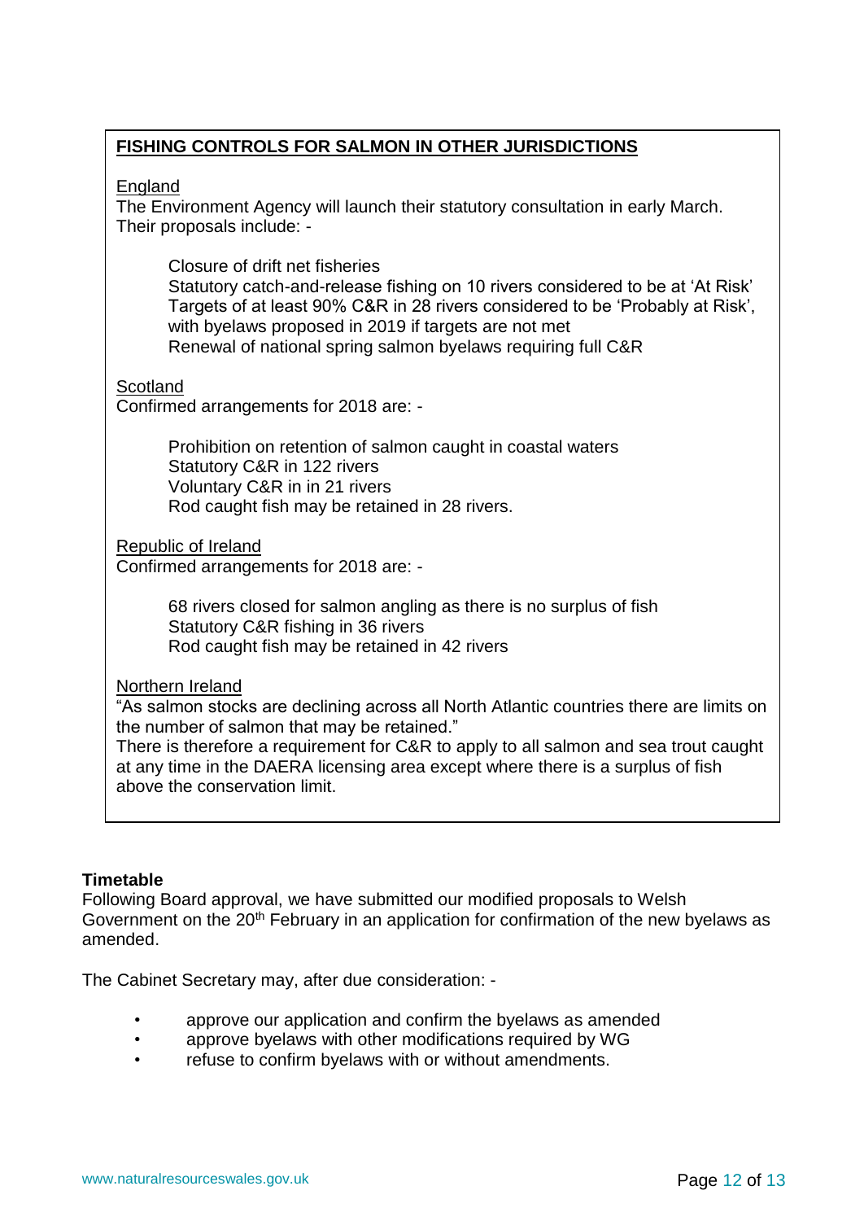## FISHING CONTROLS FOR SALMON IN OTHER JURISDICTIONS

England

The Environment Agency will launch their statutory consultation in early March. Their proposals include: -

Closure of drift net fisheries
Statutory catch-and-release fishing on 10 rivers considered to be at 'At Risk'
Targets of at least 90% C&R in 28 rivers considered to be 'Probably at Risk', with byelaws proposed in 2019 if targets are not met
Renewal of national spring salmon byelaws requiring full C&R

Scotland

Confirmed arrangements for 2018 are: -

Prohibition on retention of salmon caught in coastal waters
Statutory C&R in 122 rivers
Voluntary C&R in in 21 rivers
Rod caught fish may be retained in 28 rivers.

Republic of Ireland

Confirmed arrangements for 2018 are: -

68 rivers closed for salmon angling as there is no surplus of fish
Statutory C&R fishing in 36 rivers
Rod caught fish may be retained in 42 rivers

Northern Ireland

"As salmon stocks are declining across all North Atlantic countries there are limits on the number of salmon that may be retained."

There is therefore a requirement for C&R to apply to all salmon and sea trout caught at any time in the DAERA licensing area except where there is a surplus of fish above the conservation limit.

**Timetable**

Following Board approval, we have submitted our modified proposals to Welsh Government on the 20th February in an application for confirmation of the new byelaws as amended.

The Cabinet Secretary may, after due consideration: -

- approve our application and confirm the byelaws as amended
- approve byelaws with other modifications required by WG
- refuse to confirm byelaws with or without amendments.